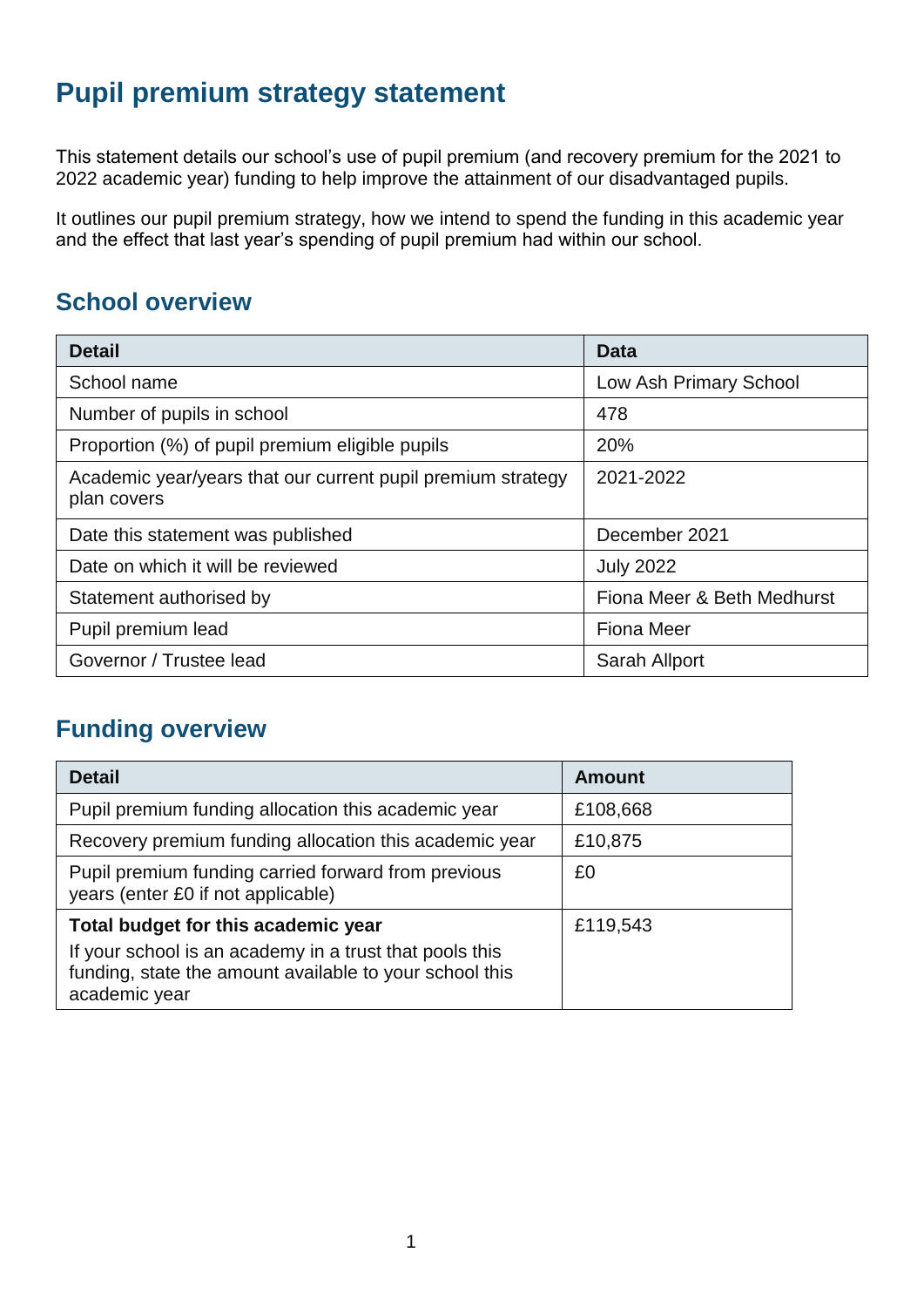# Pupil premium strategy statement

This statement details our school's use of pupil premium (and recovery premium for the 2021 to 2022 academic year) funding to help improve the attainment of our disadvantaged pupils.

It outlines our pupil premium strategy, how we intend to spend the funding in this academic year and the effect that last year's spending of pupil premium had within our school.

## School overview

| Detail | Data |
|---|---|
| School name | Low Ash Primary School |
| Number of pupils in school | 478 |
| Proportion (%) of pupil premium eligible pupils | 20% |
| Academic year/years that our current pupil premium strategy plan covers | 2021-2022 |
| Date this statement was published | December 2021 |
| Date on which it will be reviewed | July 2022 |
| Statement authorised by | Fiona Meer & Beth Medhurst |
| Pupil premium lead | Fiona Meer |
| Governor / Trustee lead | Sarah Allport |

## Funding overview

| Detail | Amount |
|---|---|
| Pupil premium funding allocation this academic year | £108,668 |
| Recovery premium funding allocation this academic year | £10,875 |
| Pupil premium funding carried forward from previous years (enter £0 if not applicable) | £0 |
| **Total budget for this academic year** If your school is an academy in a trust that pools this funding, state the amount available to your school this academic year | £119,543 |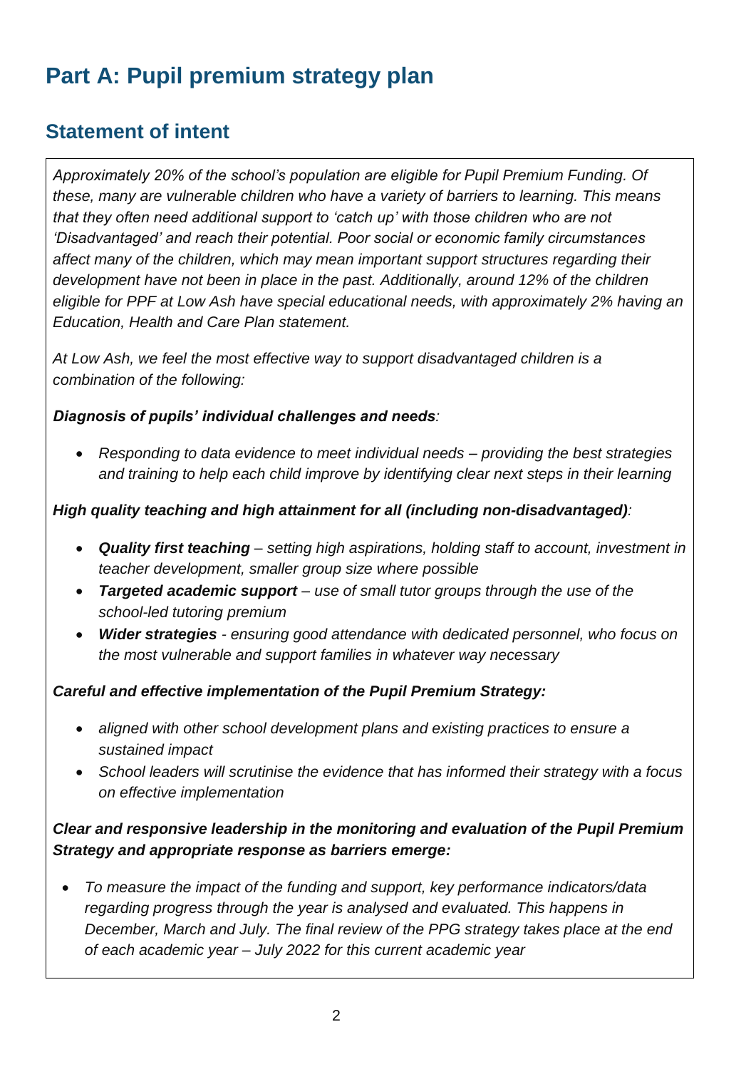# Part A: Pupil premium strategy plan

## Statement of intent

*Approximately 20% of the school's population are eligible for Pupil Premium Funding. Of these, many are vulnerable children who have a variety of barriers to learning. This means that they often need additional support to 'catch up' with those children who are not 'Disadvantaged' and reach their potential. Poor social or economic family circumstances affect many of the children, which may mean important support structures regarding their development have not been in place in the past. Additionally, around 12% of the children eligible for PPF at Low Ash have special educational needs, with approximately 2% having an Education, Health and Care Plan statement.*

*At Low Ash, we feel the most effective way to support disadvantaged children is a combination of the following:*

***Diagnosis of pupils' individual challenges and needs**:*

- *Responding to data evidence to meet individual needs – providing the best strategies and training to help each child improve by identifying clear next steps in their learning*

***High quality teaching and high attainment for all (including non-disadvantaged)**:*

- ***Quality first teaching** – setting high aspirations, holding staff to account, investment in teacher development, smaller group size where possible*
- ***Targeted academic support** – use of small tutor groups through the use of the school-led tutoring premium*
- ***Wider strategies** - ensuring good attendance with dedicated personnel, who focus on the most vulnerable and support families in whatever way necessary*

***Careful and effective implementation of the Pupil Premium Strategy:***

- *aligned with other school development plans and existing practices to ensure a sustained impact*
- *School leaders will scrutinise the evidence that has informed their strategy with a focus on effective implementation*

***Clear and responsive leadership in the monitoring and evaluation of the Pupil Premium Strategy and appropriate response as barriers emerge:***

- *To measure the impact of the funding and support, key performance indicators/data regarding progress through the year is analysed and evaluated. This happens in December, March and July. The final review of the PPG strategy takes place at the end of each academic year – July 2022 for this current academic year*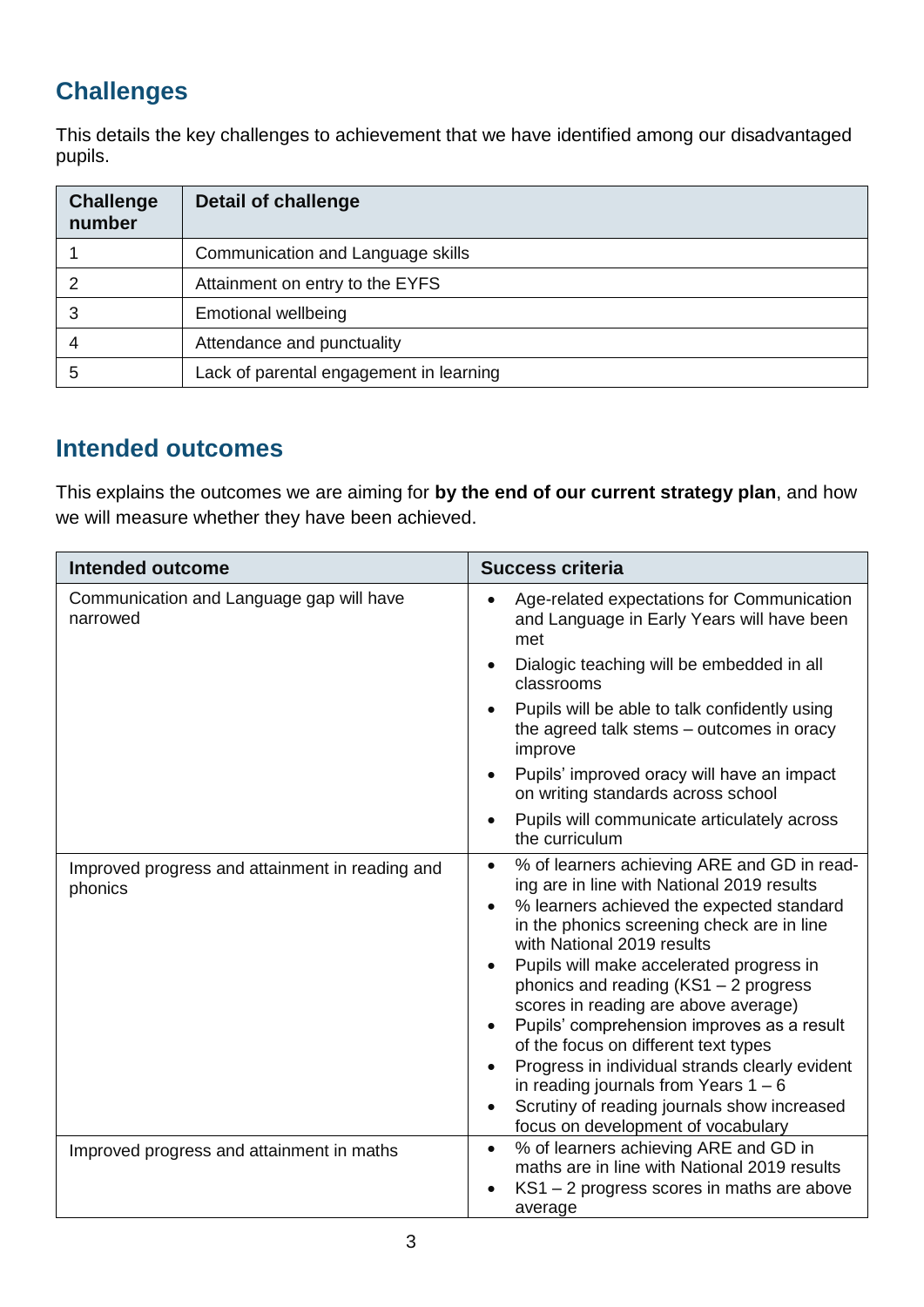## Challenges

This details the key challenges to achievement that we have identified among our disadvantaged pupils.

| Challenge number | Detail of challenge |
|---|---|
| 1 | Communication and Language skills |
| 2 | Attainment on entry to the EYFS |
| 3 | Emotional wellbeing |
| 4 | Attendance and punctuality |
| 5 | Lack of parental engagement in learning |

## Intended outcomes

This explains the outcomes we are aiming for **by the end of our current strategy plan**, and how we will measure whether they have been achieved.

| Intended outcome | Success criteria |
|---|---|
| Communication and Language gap will have narrowed | • Age-related expectations for Communication and Language in Early Years will have been met<br>• Dialogic teaching will be embedded in all classrooms<br>• Pupils will be able to talk confidently using the agreed talk stems – outcomes in oracy improve<br>• Pupils' improved oracy will have an impact on writing standards across school<br>• Pupils will communicate articulately across the curriculum |
| Improved progress and attainment in reading and phonics | • % of learners achieving ARE and GD in reading are in line with National 2019 results<br>• % learners achieved the expected standard in the phonics screening check are in line with National 2019 results<br>• Pupils will make accelerated progress in phonics and reading (KS1 – 2 progress scores in reading are above average)<br>• Pupils' comprehension improves as a result of the focus on different text types<br>• Progress in individual strands clearly evident in reading journals from Years 1 – 6<br>• Scrutiny of reading journals show increased focus on development of vocabulary |
| Improved progress and attainment in maths | • % of learners achieving ARE and GD in maths are in line with National 2019 results<br>• KS1 – 2 progress scores in maths are above average |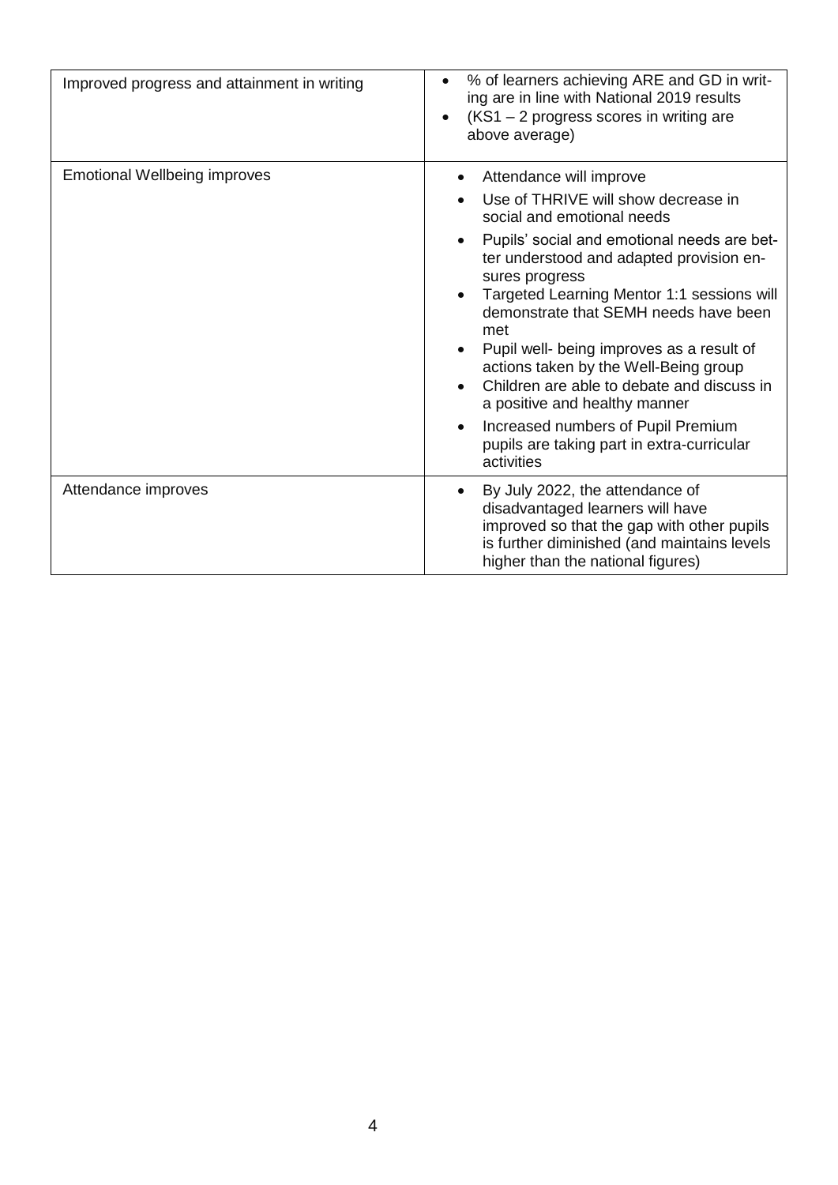| Improved progress and attainment in writing | • % of learners achieving ARE and GD in writing are in line with National 2019 results<br>• (KS1 – 2 progress scores in writing are above average) |
|---|---|
| Emotional Wellbeing improves | • Attendance will improve<br>• Use of THRIVE will show decrease in social and emotional needs<br>• Pupils' social and emotional needs are better understood and adapted provision ensures progress<br>• Targeted Learning Mentor 1:1 sessions will demonstrate that SEMH needs have been met<br>• Pupil well- being improves as a result of actions taken by the Well-Being group<br>• Children are able to debate and discuss in a positive and healthy manner<br>• Increased numbers of Pupil Premium pupils are taking part in extra-curricular activities |
| Attendance improves | • By July 2022, the attendance of disadvantaged learners will have improved so that the gap with other pupils is further diminished (and maintains levels higher than the national figures) |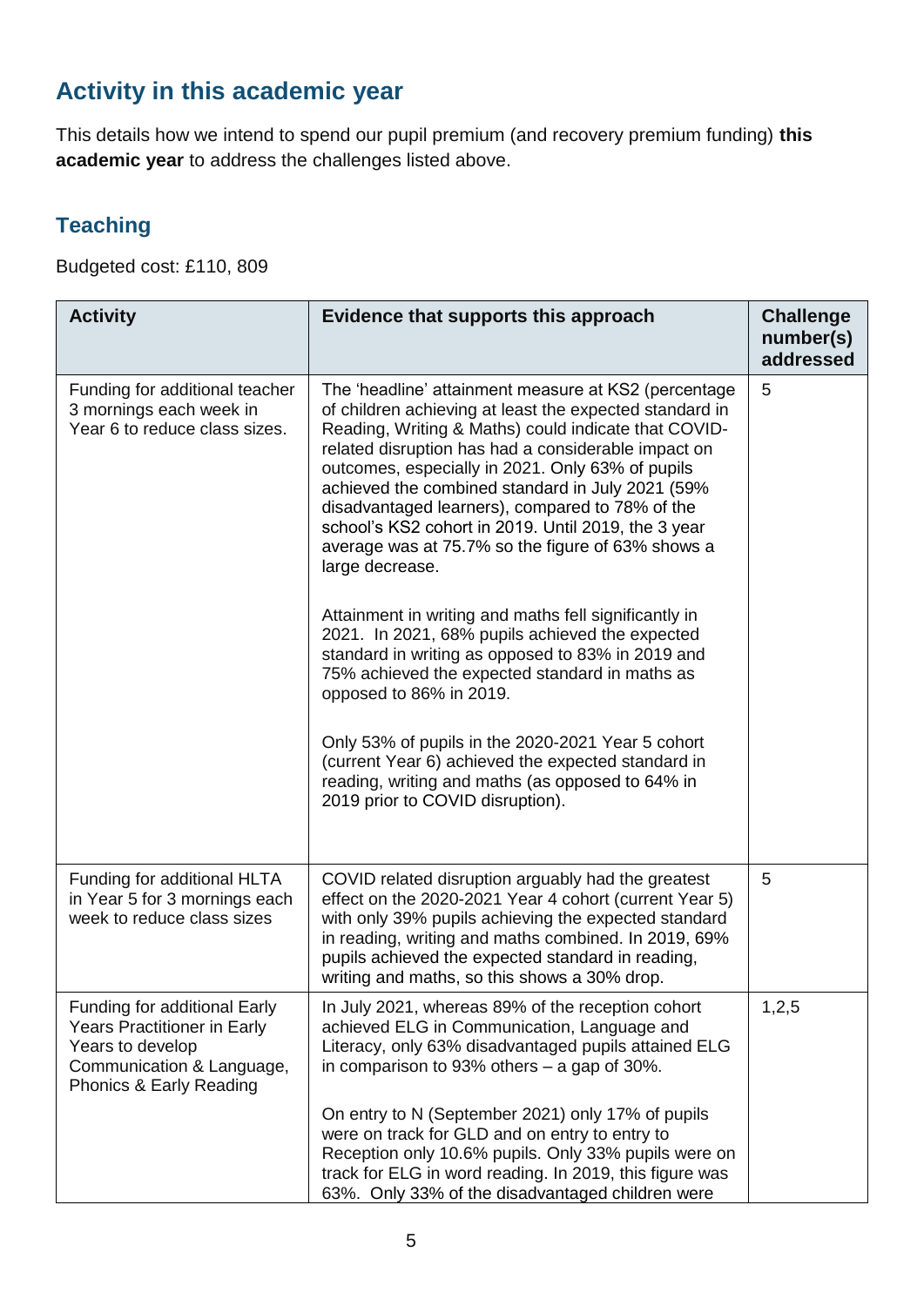## Activity in this academic year

This details how we intend to spend our pupil premium (and recovery premium funding) **this academic year** to address the challenges listed above.

### Teaching

Budgeted cost: £110, 809

| Activity | Evidence that supports this approach | Challenge number(s) addressed |
|---|---|---|
| Funding for additional teacher 3 mornings each week in Year 6 to reduce class sizes. | The 'headline' attainment measure at KS2 (percentage of children achieving at least the expected standard in Reading, Writing & Maths) could indicate that COVID-related disruption has had a considerable impact on outcomes, especially in 2021. Only 63% of pupils achieved the combined standard in July 2021 (59% disadvantaged learners), compared to 78% of the school's KS2 cohort in 2019. Until 2019, the 3 year average was at 75.7% so the figure of 63% shows a large decrease.<br><br>Attainment in writing and maths fell significantly in 2021. In 2021, 68% pupils achieved the expected standard in writing as opposed to 83% in 2019 and 75% achieved the expected standard in maths as opposed to 86% in 2019.<br><br>Only 53% of pupils in the 2020-2021 Year 5 cohort (current Year 6) achieved the expected standard in reading, writing and maths (as opposed to 64% in 2019 prior to COVID disruption). | 5 |
| Funding for additional HLTA in Year 5 for 3 mornings each week to reduce class sizes | COVID related disruption arguably had the greatest effect on the 2020-2021 Year 4 cohort (current Year 5) with only 39% pupils achieving the expected standard in reading, writing and maths combined. In 2019, 69% pupils achieved the expected standard in reading, writing and maths, so this shows a 30% drop. | 5 |
| Funding for additional Early Years Practitioner in Early Years to develop Communication & Language, Phonics & Early Reading | In July 2021, whereas 89% of the reception cohort achieved ELG in Communication, Language and Literacy, only 63% disadvantaged pupils attained ELG in comparison to 93% others – a gap of 30%.<br><br>On entry to N (September 2021) only 17% of pupils were on track for GLD and on entry to entry to Reception only 10.6% pupils. Only 33% pupils were on track for ELG in word reading. In 2019, this figure was 63%. Only 33% of the disadvantaged children were | 1,2,5 |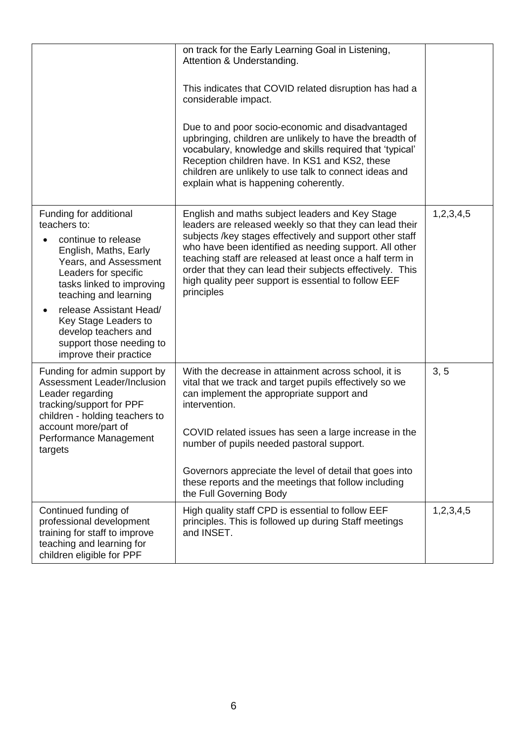| | | |
|---|---|---|
| | on track for the Early Learning Goal in Listening, Attention & Understanding.<br><br>This indicates that COVID related disruption has had a considerable impact.<br><br>Due to and poor socio-economic and disadvantaged upbringing, children are unlikely to have the breadth of vocabulary, knowledge and skills required that 'typical' Reception children have. In KS1 and KS2, these children are unlikely to use talk to connect ideas and explain what is happening coherently. | |
| Funding for additional teachers to:<br>• continue to release English, Maths, Early Years, and Assessment Leaders for specific tasks linked to improving teaching and learning<br>• release Assistant Head/ Key Stage Leaders to develop teachers and support those needing to improve their practice | English and maths subject leaders and Key Stage leaders are released weekly so that they can lead their subjects /key stages effectively and support other staff who have been identified as needing support. All other teaching staff are released at least once a half term in order that they can lead their subjects effectively. This high quality peer support is essential to follow EEF principles | 1,2,3,4,5 |
| Funding for admin support by Assessment Leader/Inclusion Leader regarding tracking/support for PPF children - holding teachers to account more/part of Performance Management targets | With the decrease in attainment across school, it is vital that we track and target pupils effectively so we can implement the appropriate support and intervention.<br><br>COVID related issues has seen a large increase in the number of pupils needed pastoral support.<br><br>Governors appreciate the level of detail that goes into these reports and the meetings that follow including the Full Governing Body | 3, 5 |
| Continued funding of professional development training for staff to improve teaching and learning for children eligible for PPF | High quality staff CPD is essential to follow EEF principles. This is followed up during Staff meetings and INSET. | 1,2,3,4,5 |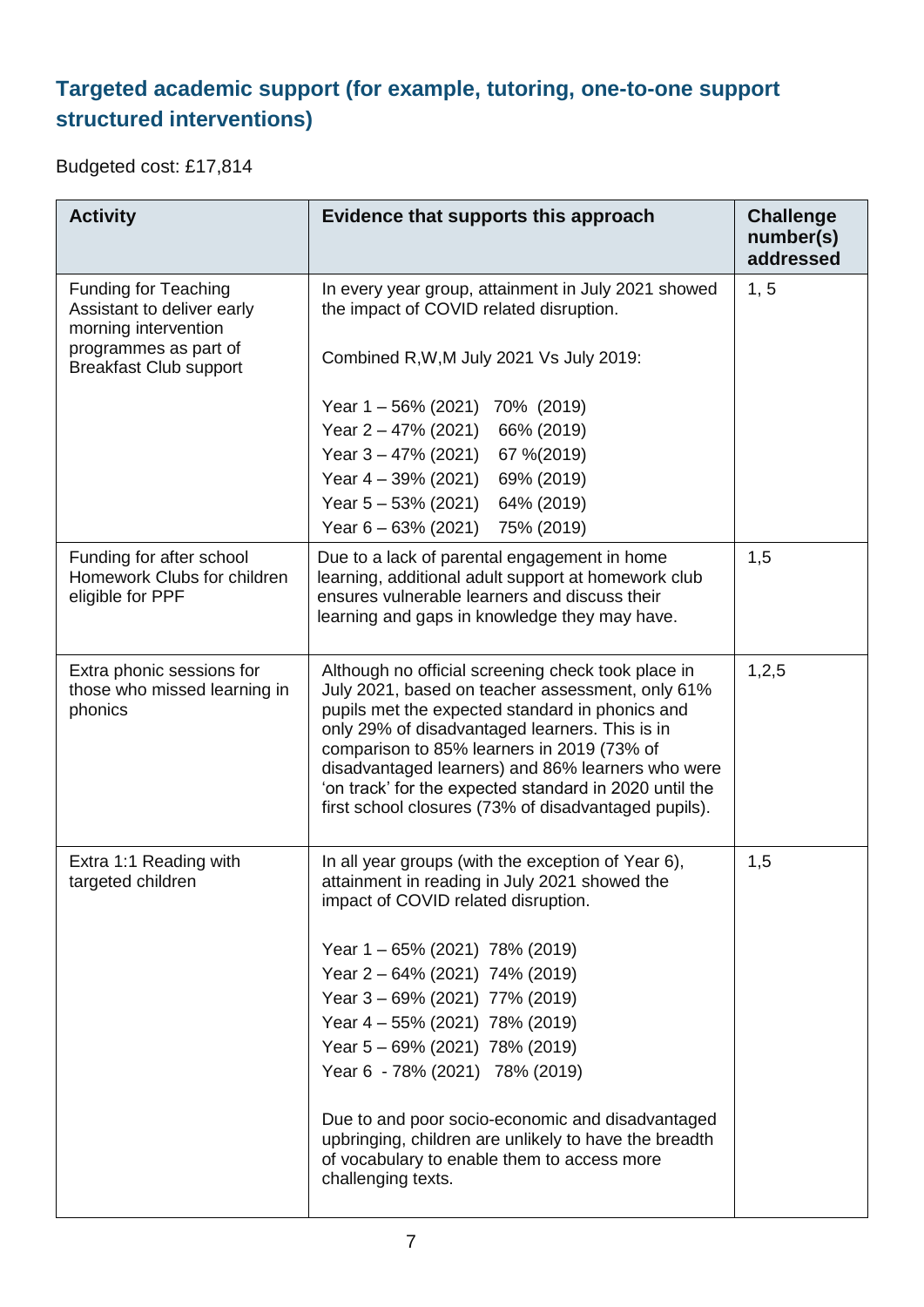## Targeted academic support (for example, tutoring, one-to-one support structured interventions)

Budgeted cost: £17,814

| Activity | Evidence that supports this approach | Challenge number(s) addressed |
|---|---|---|
| Funding for Teaching Assistant to deliver early morning intervention programmes as part of Breakfast Club support | In every year group, attainment in July 2021 showed the impact of COVID related disruption.<br><br>Combined R,W,M July 2021 Vs July 2019:<br><br>Year 1 – 56% (2021) 70% (2019)<br>Year 2 – 47% (2021) 66% (2019)<br>Year 3 – 47% (2021) 67 %(2019)<br>Year 4 – 39% (2021) 69% (2019)<br>Year 5 – 53% (2021) 64% (2019)<br>Year 6 – 63% (2021) 75% (2019) | 1, 5 |
| Funding for after school Homework Clubs for children eligible for PPF | Due to a lack of parental engagement in home learning, additional adult support at homework club ensures vulnerable learners and discuss their learning and gaps in knowledge they may have. | 1,5 |
| Extra phonic sessions for those who missed learning in phonics | Although no official screening check took place in July 2021, based on teacher assessment, only 61% pupils met the expected standard in phonics and only 29% of disadvantaged learners. This is in comparison to 85% learners in 2019 (73% of disadvantaged learners) and 86% learners who were 'on track' for the expected standard in 2020 until the first school closures (73% of disadvantaged pupils). | 1,2,5 |
| Extra 1:1 Reading with targeted children | In all year groups (with the exception of Year 6), attainment in reading in July 2021 showed the impact of COVID related disruption.<br><br>Year 1 – 65% (2021) 78% (2019)<br>Year 2 – 64% (2021) 74% (2019)<br>Year 3 – 69% (2021) 77% (2019)<br>Year 4 – 55% (2021) 78% (2019)<br>Year 5 – 69% (2021) 78% (2019)<br>Year 6 - 78% (2021) 78% (2019)<br><br>Due to and poor socio-economic and disadvantaged upbringing, children are unlikely to have the breadth of vocabulary to enable them to access more challenging texts. | 1,5 |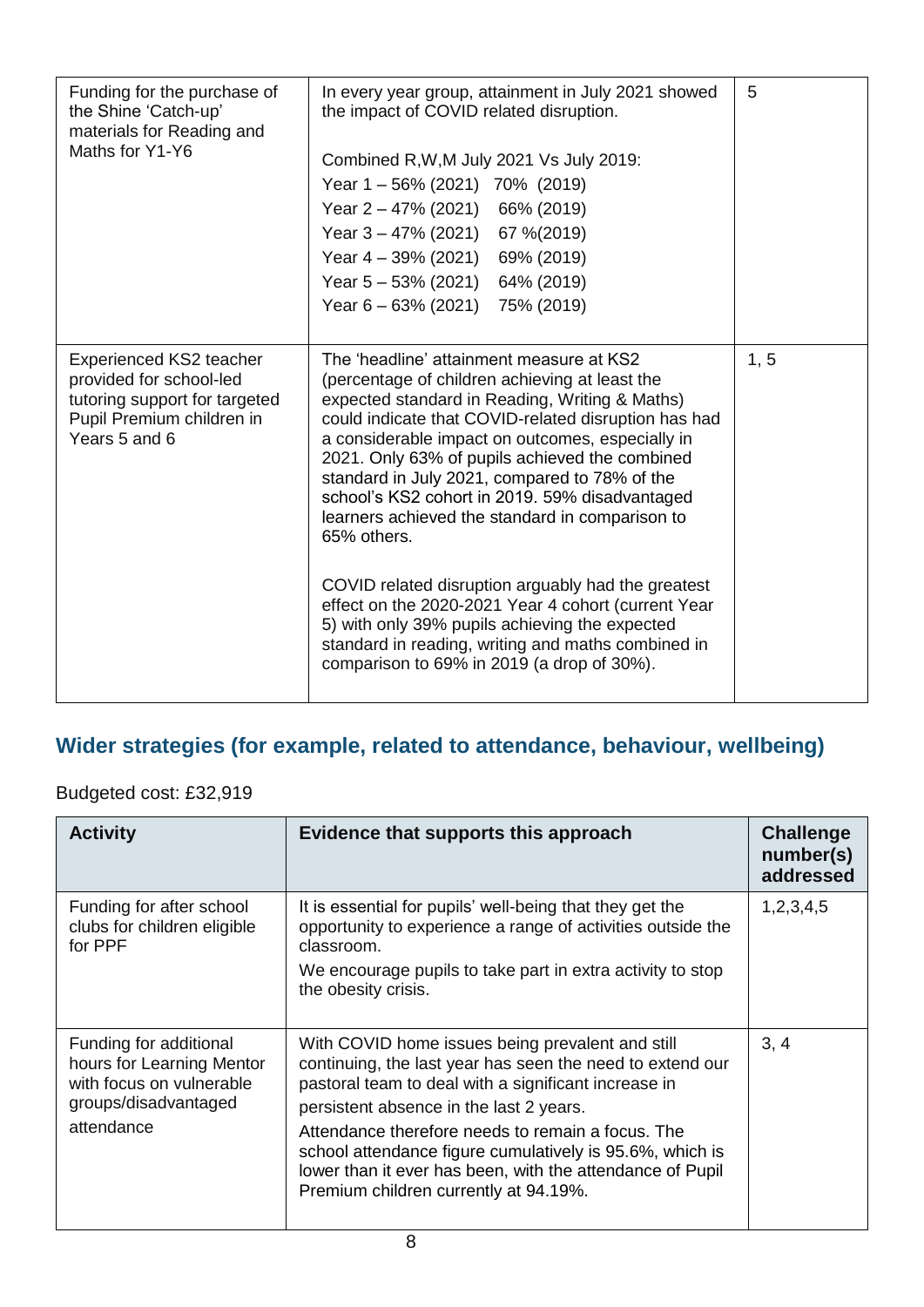| | | |
|---|---|---|
| Funding for the purchase of the Shine 'Catch-up' materials for Reading and Maths for Y1-Y6 | In every year group, attainment in July 2021 showed the impact of COVID related disruption.<br><br>Combined R,W,M July 2021 Vs July 2019:<br>Year 1 – 56% (2021) 70% (2019)<br>Year 2 – 47% (2021) 66% (2019)<br>Year 3 – 47% (2021) 67 %(2019)<br>Year 4 – 39% (2021) 69% (2019)<br>Year 5 – 53% (2021) 64% (2019)<br>Year 6 – 63% (2021) 75% (2019) | 5 |
| Experienced KS2 teacher provided for school-led tutoring support for targeted Pupil Premium children in Years 5 and 6 | The 'headline' attainment measure at KS2 (percentage of children achieving at least the expected standard in Reading, Writing & Maths) could indicate that COVID-related disruption has had a considerable impact on outcomes, especially in 2021. Only 63% of pupils achieved the combined standard in July 2021, compared to 78% of the school's KS2 cohort in 2019. 59% disadvantaged learners achieved the standard in comparison to 65% others.<br><br>COVID related disruption arguably had the greatest effect on the 2020-2021 Year 4 cohort (current Year 5) with only 39% pupils achieving the expected standard in reading, writing and maths combined in comparison to 69% in 2019 (a drop of 30%). | 1, 5 |

## Wider strategies (for example, related to attendance, behaviour, wellbeing)

Budgeted cost: £32,919

| Activity | Evidence that supports this approach | Challenge number(s) addressed |
|---|---|---|
| Funding for after school clubs for children eligible for PPF | It is essential for pupils' well-being that they get the opportunity to experience a range of activities outside the classroom.<br>We encourage pupils to take part in extra activity to stop the obesity crisis. | 1,2,3,4,5 |
| Funding for additional hours for Learning Mentor with focus on vulnerable groups/disadvantaged attendance | With COVID home issues being prevalent and still continuing, the last year has seen the need to extend our pastoral team to deal with a significant increase in persistent absence in the last 2 years.<br>Attendance therefore needs to remain a focus. The school attendance figure cumulatively is 95.6%, which is lower than it ever has been, with the attendance of Pupil Premium children currently at 94.19%. | 3, 4 |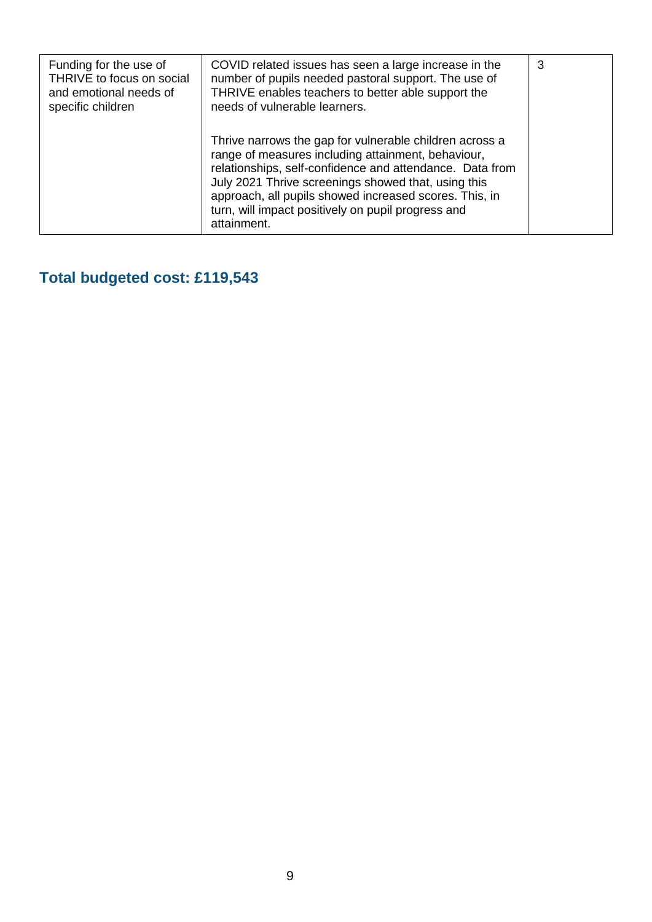| | | |
|---|---|---|
| Funding for the use of THRIVE to focus on social and emotional needs of specific children | COVID related issues has seen a large increase in the number of pupils needed pastoral support. The use of THRIVE enables teachers to better able support the needs of vulnerable learners.<br><br>Thrive narrows the gap for vulnerable children across a range of measures including attainment, behaviour, relationships, self-confidence and attendance. Data from July 2021 Thrive screenings showed that, using this approach, all pupils showed increased scores. This, in turn, will impact positively on pupil progress and attainment. | 3 |

## Total budgeted cost: £119,543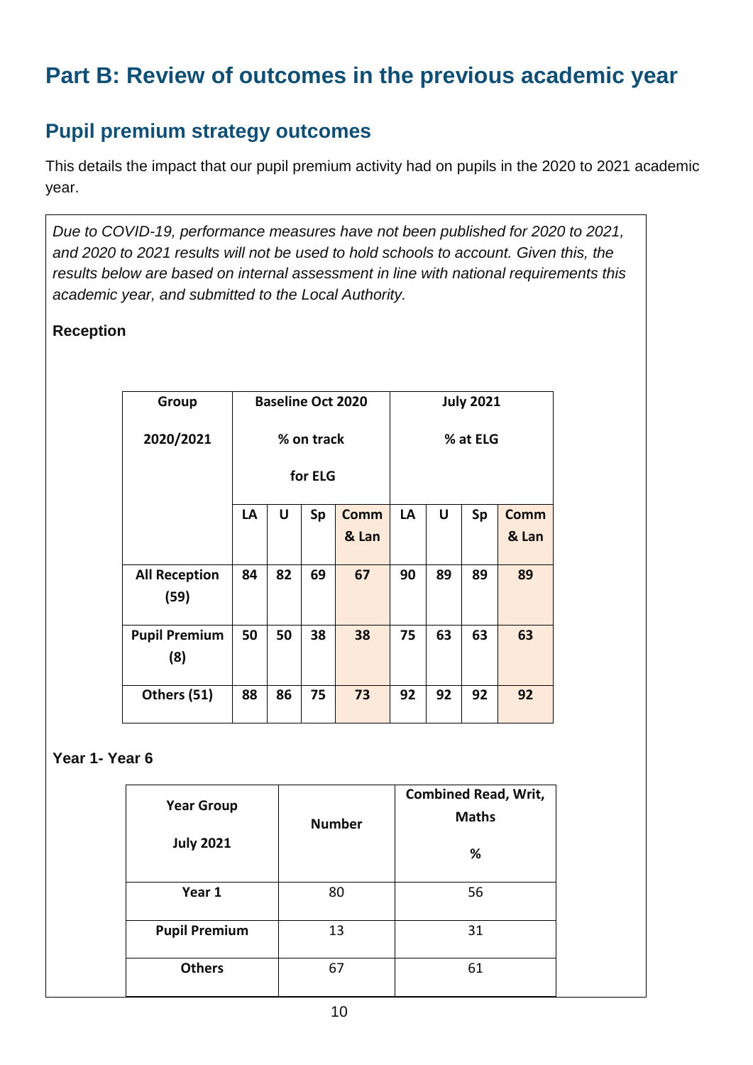# Part B: Review of outcomes in the previous academic year

## Pupil premium strategy outcomes

This details the impact that our pupil premium activity had on pupils in the 2020 to 2021 academic year.

*Due to COVID-19, performance measures have not been published for 2020 to 2021, and 2020 to 2021 results will not be used to hold schools to account. Given this, the results below are based on internal assessment in line with national requirements this academic year, and submitted to the Local Authority.*

**Reception**

| Group 2020/2021 | Baseline Oct 2020 % on track for ELG | | | | July 2021 % at ELG | | | |
|---|---|---|---|---|---|---|---|---|
| | LA | U | Sp | Comm & Lan | LA | U | Sp | Comm & Lan |
| All Reception (59) | 84 | 82 | 69 | 67 | 90 | 89 | 89 | 89 |
| Pupil Premium (8) | 50 | 50 | 38 | 38 | 75 | 63 | 63 | 63 |
| Others (51) | 88 | 86 | 75 | 73 | 92 | 92 | 92 | 92 |

**Year 1- Year 6**

| Year Group July 2021 | Number | Combined Read, Writ, Maths % |
|---|---|---|
| Year 1 | 80 | 56 |
| Pupil Premium | 13 | 31 |
| Others | 67 | 61 |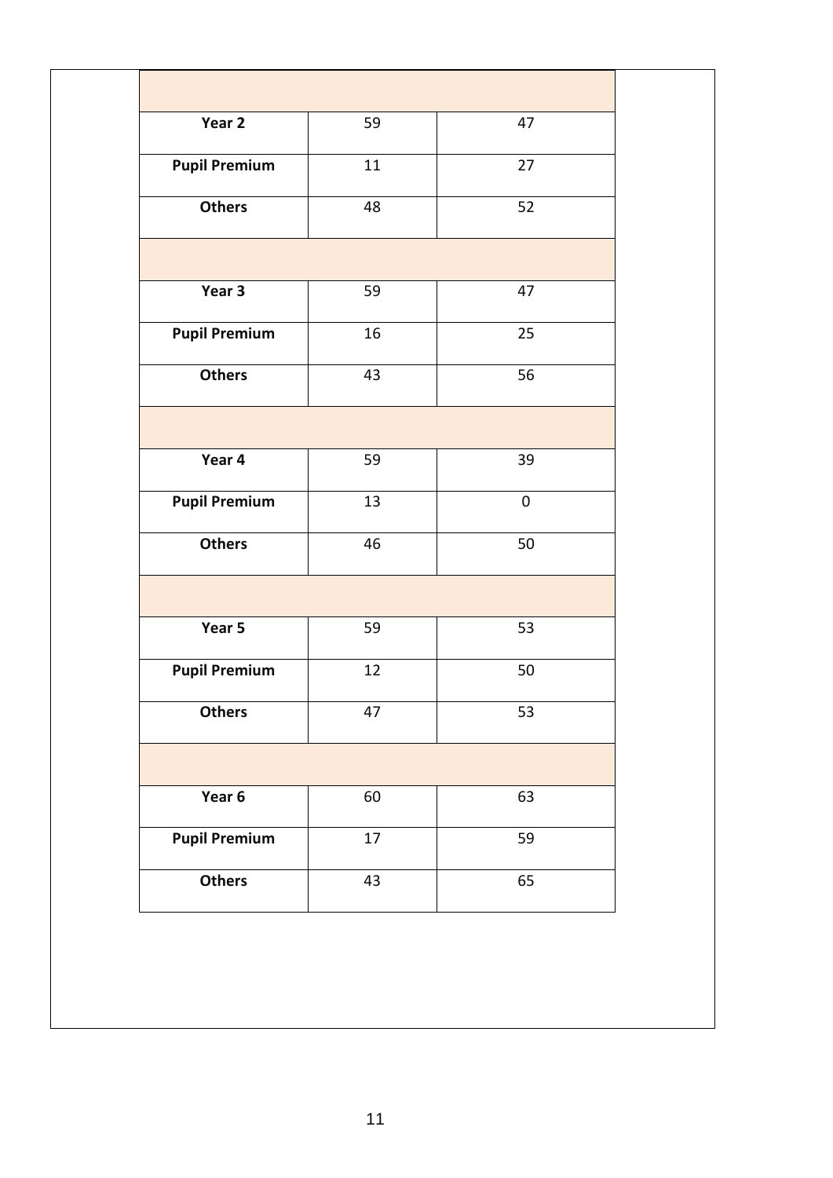| | | |
|---|---|---|
| | | |
| **Year 2** | 59 | 47 |
| **Pupil Premium** | 11 | 27 |
| **Others** | 48 | 52 |
| | | |
| **Year 3** | 59 | 47 |
| **Pupil Premium** | 16 | 25 |
| **Others** | 43 | 56 |
| | | |
| **Year 4** | 59 | 39 |
| **Pupil Premium** | 13 | 0 |
| **Others** | 46 | 50 |
| | | |
| **Year 5** | 59 | 53 |
| **Pupil Premium** | 12 | 50 |
| **Others** | 47 | 53 |
| | | |
| **Year 6** | 60 | 63 |
| **Pupil Premium** | 17 | 59 |
| **Others** | 43 | 65 |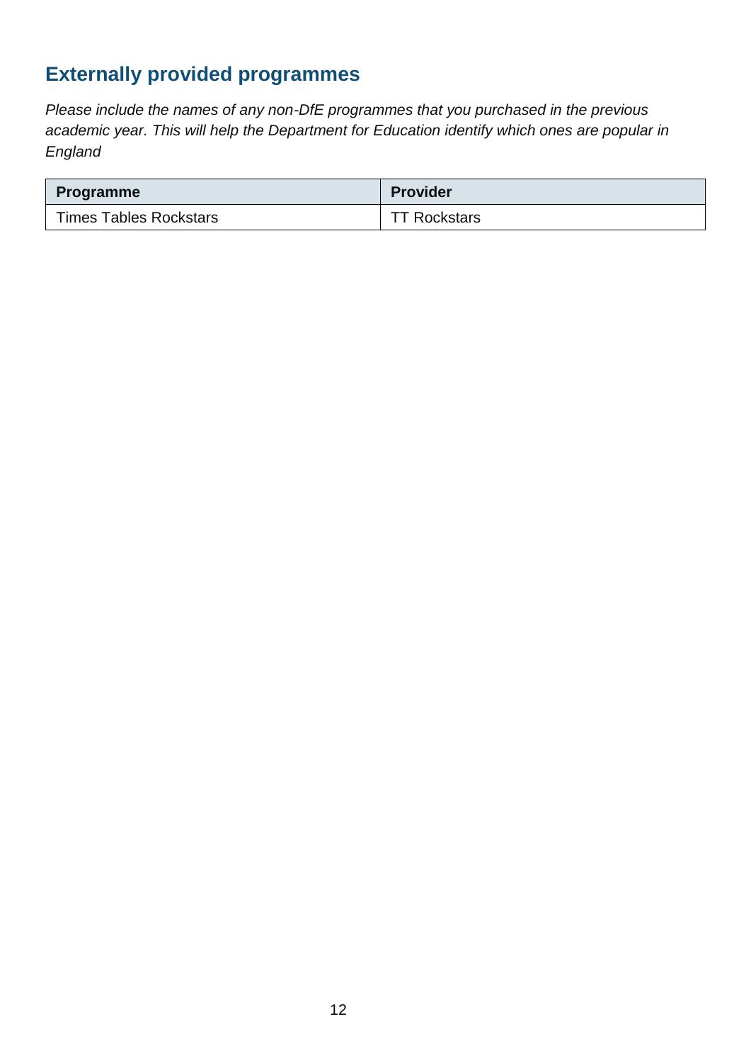## Externally provided programmes

*Please include the names of any non-DfE programmes that you purchased in the previous academic year. This will help the Department for Education identify which ones are popular in England*

| Programme | Provider |
| --- | --- |
| Times Tables Rockstars | TT Rockstars |